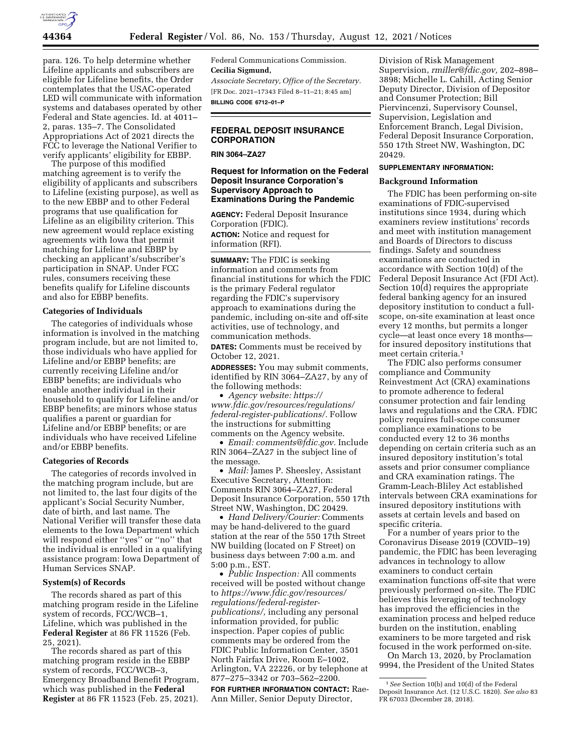para. 126. To help determine whether Lifeline applicants and subscribers are eligible for Lifeline benefits, the Order contemplates that the USAC-operated LED will communicate with information systems and databases operated by other Federal and State agencies. Id. at 4011–2, paras. 135–7. The Consolidated Appropriations Act of 2021 directs the FCC to leverage the National Verifier to verify applicants' eligibility for EBBP.

The purpose of this modified matching agreement is to verify the eligibility of applicants and subscribers to Lifeline (existing purpose), as well as to the new EBBP and to other Federal programs that use qualification for Lifeline as an eligibility criterion. This new agreement would replace existing agreements with Iowa that permit matching for Lifeline and EBBP by checking an applicant's/subscriber's participation in SNAP. Under FCC rules, consumers receiving these benefits qualify for Lifeline discounts and also for EBBP benefits.

### Categories of Individuals

The categories of individuals whose information is involved in the matching program include, but are not limited to, those individuals who have applied for Lifeline and/or EBBP benefits; are currently receiving Lifeline and/or EBBP benefits; are individuals who enable another individual in their household to qualify for Lifeline and/or EBBP benefits; are minors whose status qualifies a parent or guardian for Lifeline and/or EBBP benefits; or are individuals who have received Lifeline and/or EBBP benefits.

### Categories of Records

The categories of records involved in the matching program include, but are not limited to, the last four digits of the applicant's Social Security Number, date of birth, and last name. The National Verifier will transfer these data elements to the Iowa Department which will respond either ''yes'' or ''no'' that the individual is enrolled in a qualifying assistance program: Iowa Department of Human Services SNAP.

### System(s) of Records

The records shared as part of this matching program reside in the Lifeline system of records, FCC/WCB–1, Lifeline, which was published in the **Federal Register** at 86 FR 11526 (Feb. 25, 2021).

The records shared as part of this matching program reside in the EBBP system of records, FCC/WCB–3, Emergency Broadband Benefit Program, which was published in the **Federal Register** at 86 FR 11523 (Feb. 25, 2021).

Federal Communications Commission.

**Cecilia Sigmund,**

*Associate Secretary, Office of the Secretary.*

[FR Doc. 2021–17343 Filed 8–11–21; 8:45 am]

**BILLING CODE 6712–01–P**

## FEDERAL DEPOSIT INSURANCE CORPORATION

**RIN 3064–ZA27**

## Request for Information on the Federal Deposit Insurance Corporation's Supervisory Approach to Examinations During the Pandemic

**AGENCY:** Federal Deposit Insurance Corporation (FDIC).

**ACTION:** Notice and request for information (RFI).

**SUMMARY:** The FDIC is seeking information and comments from financial institutions for which the FDIC is the primary Federal regulator regarding the FDIC's supervisory approach to examinations during the pandemic, including on-site and off-site activities, use of technology, and communication methods.

**DATES:** Comments must be received by October 12, 2021.

**ADDRESSES:** You may submit comments, identified by RIN 3064–ZA27, by any of the following methods:

- *Agency website: https://www.fdic.gov/resources/regulations/federal-register-publications/.* Follow the instructions for submitting comments on the Agency website.
- *Email: comments@fdic.gov.* Include RIN 3064–ZA27 in the subject line of the message.
- *Mail:* James P. Sheesley, Assistant Executive Secretary, Attention: Comments RIN 3064–ZA27, Federal Deposit Insurance Corporation, 550 17th Street NW, Washington, DC 20429.
- *Hand Delivery/Courier:* Comments may be hand-delivered to the guard station at the rear of the 550 17th Street NW building (located on F Street) on business days between 7:00 a.m. and 5:00 p.m., EST.
- *Public Inspection:* All comments received will be posted without change to *https://www.fdic.gov/resources/regulations/federal-register-publications/,* including any personal information provided, for public inspection. Paper copies of public comments may be ordered from the FDIC Public Information Center, 3501 North Fairfax Drive, Room E–1002, Arlington, VA 22226, or by telephone at 877–275–3342 or 703–562–2200.

**FOR FURTHER INFORMATION CONTACT:** Rae-Ann Miller, Senior Deputy Director, Division of Risk Management Supervision, *rmiller@fdic.gov,* 202–898–3898; Michelle L. Cahill, Acting Senior Deputy Director, Division of Depositor and Consumer Protection; Bill Piervincenzi, Supervisory Counsel, Supervision, Legislation and Enforcement Branch, Legal Division, Federal Deposit Insurance Corporation, 550 17th Street NW, Washington, DC 20429.

**SUPPLEMENTARY INFORMATION:**

### Background Information

The FDIC has been performing on-site examinations of FDIC-supervised institutions since 1934, during which examiners review institutions' records and meet with institution management and Boards of Directors to discuss findings. Safety and soundness examinations are conducted in accordance with Section 10(d) of the Federal Deposit Insurance Act (FDI Act). Section 10(d) requires the appropriate federal banking agency for an insured depository institution to conduct a full-scope, on-site examination at least once every 12 months, but permits a longer cycle—at least once every 18 months—for insured depository institutions that meet certain criteria.[1]

The FDIC also performs consumer compliance and Community Reinvestment Act (CRA) examinations to promote adherence to federal consumer protection and fair lending laws and regulations and the CRA. FDIC policy requires full-scope consumer compliance examinations to be conducted every 12 to 36 months depending on certain criteria such as an insured depository institution's total assets and prior consumer compliance and CRA examination ratings. The Gramm-Leach-Bliley Act established intervals between CRA examinations for insured depository institutions with assets at certain levels and based on specific criteria.

For a number of years prior to the Coronavirus Disease 2019 (COVID–19) pandemic, the FDIC has been leveraging advances in technology to allow examiners to conduct certain examination functions off-site that were previously performed on-site. The FDIC believes this leveraging of technology has improved the efficiencies in the examination process and helped reduce burden on the institution, enabling examiners to be more targeted and risk focused in the work performed on-site.

On March 13, 2020, by Proclamation 9994, the President of the United States

[1] *See* Section 10(b) and 10(d) of the Federal Deposit Insurance Act. (12 U.S.C. 1820). *See also* 83 FR 67033 (December 28, 2018).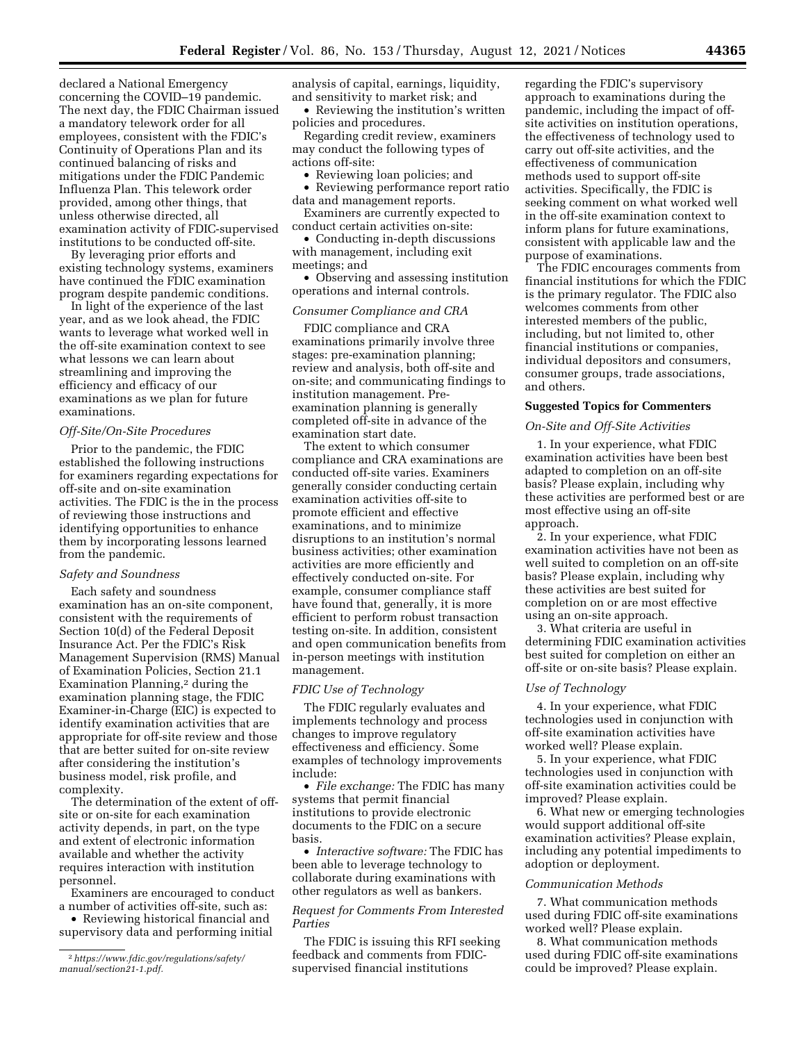declared a National Emergency concerning the COVID–19 pandemic. The next day, the FDIC Chairman issued a mandatory telework order for all employees, consistent with the FDIC's Continuity of Operations Plan and its continued balancing of risks and mitigations under the FDIC Pandemic Influenza Plan. This telework order provided, among other things, that unless otherwise directed, all examination activity of FDIC-supervised institutions to be conducted off-site.

By leveraging prior efforts and existing technology systems, examiners have continued the FDIC examination program despite pandemic conditions.

In light of the experience of the last year, and as we look ahead, the FDIC wants to leverage what worked well in the off-site examination context to see what lessons we can learn about streamlining and improving the efficiency and efficacy of our examinations as we plan for future examinations.

*Off-Site/On-Site Procedures*

Prior to the pandemic, the FDIC established the following instructions for examiners regarding expectations for off-site and on-site examination activities. The FDIC is the in the process of reviewing those instructions and identifying opportunities to enhance them by incorporating lessons learned from the pandemic.

*Safety and Soundness*

Each safety and soundness examination has an on-site component, consistent with the requirements of Section 10(d) of the Federal Deposit Insurance Act. Per the FDIC's Risk Management Supervision (RMS) Manual of Examination Policies, Section 21.1 Examination Planning,[2] during the examination planning stage, the FDIC Examiner-in-Charge (EIC) is expected to identify examination activities that are appropriate for off-site review and those that are better suited for on-site review after considering the institution's business model, risk profile, and complexity.

The determination of the extent of off-site or on-site for each examination activity depends, in part, on the type and extent of electronic information available and whether the activity requires interaction with institution personnel.

Examiners are encouraged to conduct a number of activities off-site, such as:

- Reviewing historical financial and supervisory data and performing initial analysis of capital, earnings, liquidity, and sensitivity to market risk; and
- Reviewing the institution's written policies and procedures.

Regarding credit review, examiners may conduct the following types of actions off-site:

- Reviewing loan policies; and
- Reviewing performance report ratio data and management reports.

Examiners are currently expected to conduct certain activities on-site:

- Conducting in-depth discussions with management, including exit meetings; and
- Observing and assessing institution operations and internal controls.

*Consumer Compliance and CRA*

FDIC compliance and CRA examinations primarily involve three stages: pre-examination planning; review and analysis, both off-site and on-site; and communicating findings to institution management. Pre-examination planning is generally completed off-site in advance of the examination start date.

The extent to which consumer compliance and CRA examinations are conducted off-site varies. Examiners generally consider conducting certain examination activities off-site to promote efficient and effective examinations, and to minimize disruptions to an institution's normal business activities; other examination activities are more efficiently and effectively conducted on-site. For example, consumer compliance staff have found that, generally, it is more efficient to perform robust transaction testing on-site. In addition, consistent and open communication benefits from in-person meetings with institution management.

*FDIC Use of Technology*

The FDIC regularly evaluates and implements technology and process changes to improve regulatory effectiveness and efficiency. Some examples of technology improvements include:

- *File exchange:* The FDIC has many systems that permit financial institutions to provide electronic documents to the FDIC on a secure basis.
- *Interactive software:* The FDIC has been able to leverage technology to collaborate during examinations with other regulators as well as bankers.

*Request for Comments From Interested Parties*

The FDIC is issuing this RFI seeking feedback and comments from FDIC-supervised financial institutions regarding the FDIC's supervisory approach to examinations during the pandemic, including the impact of off-site activities on institution operations, the effectiveness of technology used to carry out off-site activities, and the effectiveness of communication methods used to support off-site activities. Specifically, the FDIC is seeking comment on what worked well in the off-site examination context to inform plans for future examinations, consistent with applicable law and the purpose of examinations.

The FDIC encourages comments from financial institutions for which the FDIC is the primary regulator. The FDIC also welcomes comments from other interested members of the public, including, but not limited to, other financial institutions or companies, individual depositors and consumers, consumer groups, trade associations, and others.

## Suggested Topics for Commenters

*On-Site and Off-Site Activities*

1. In your experience, what FDIC examination activities have been best adapted to completion on an off-site basis? Please explain, including why these activities are performed best or are most effective using an off-site approach.

2. In your experience, what FDIC examination activities have not been as well suited to completion on an off-site basis? Please explain, including why these activities are best suited for completion on or are most effective using an on-site approach.

3. What criteria are useful in determining FDIC examination activities best suited for completion on either an off-site or on-site basis? Please explain.

*Use of Technology*

4. In your experience, what FDIC technologies used in conjunction with off-site examination activities have worked well? Please explain.

5. In your experience, what FDIC technologies used in conjunction with off-site examination activities could be improved? Please explain.

6. What new or emerging technologies would support additional off-site examination activities? Please explain, including any potential impediments to adoption or deployment.

*Communication Methods*

7. What communication methods used during FDIC off-site examinations worked well? Please explain.

8. What communication methods used during FDIC off-site examinations could be improved? Please explain.

---

[2] *https://www.fdic.gov/regulations/safety/manual/section21-1.pdf.*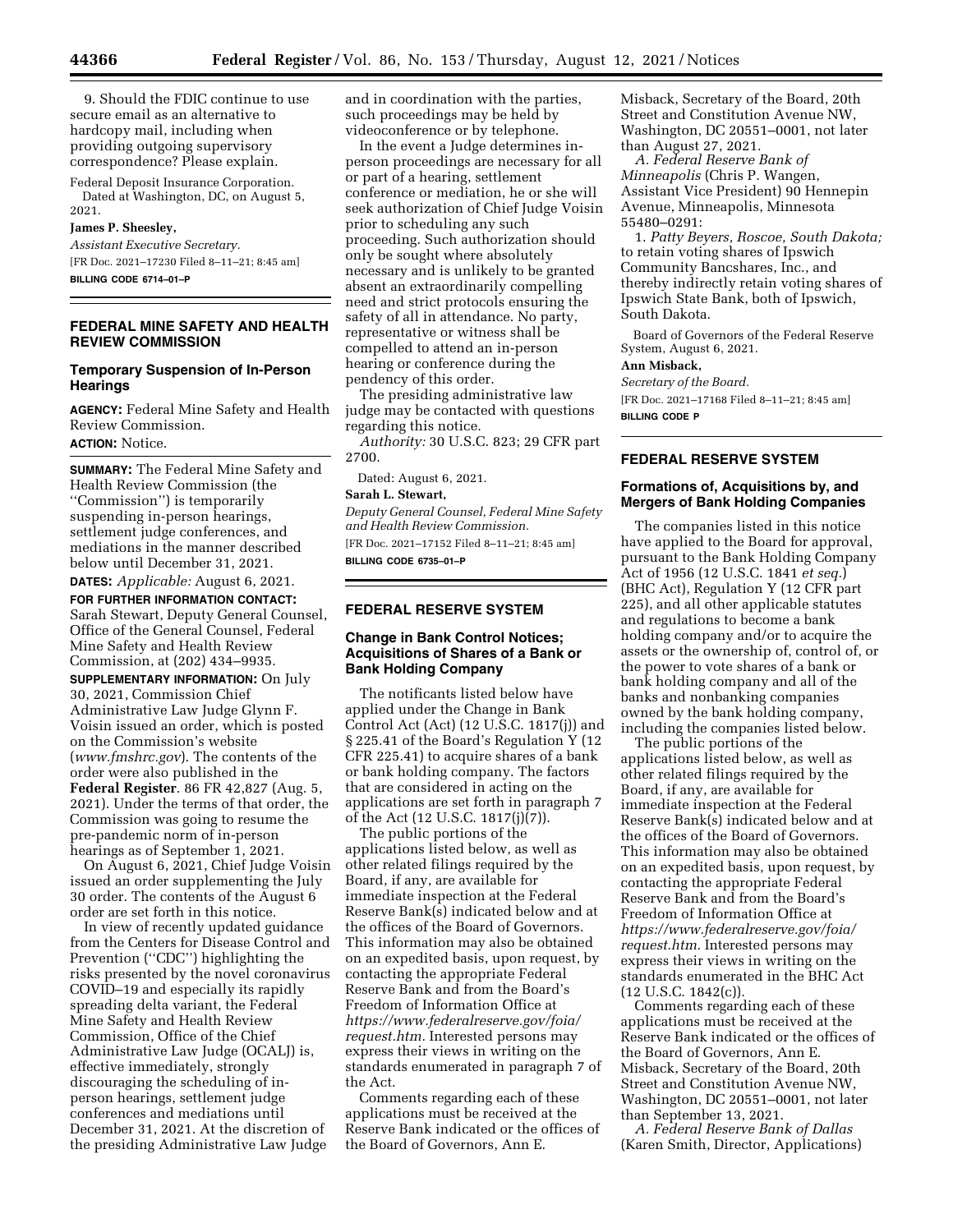9. Should the FDIC continue to use secure email as an alternative to hardcopy mail, including when providing outgoing supervisory correspondence? Please explain.

Federal Deposit Insurance Corporation.

Dated at Washington, DC, on August 5, 2021.

**James P. Sheesley,**

*Assistant Executive Secretary.*

[FR Doc. 2021–17230 Filed 8–11–21; 8:45 am]

**BILLING CODE 6714–01–P**

## FEDERAL MINE SAFETY AND HEALTH REVIEW COMMISSION

### Temporary Suspension of In-Person Hearings

**AGENCY:** Federal Mine Safety and Health Review Commission.

**ACTION:** Notice.

**SUMMARY:** The Federal Mine Safety and Health Review Commission (the ''Commission'') is temporarily suspending in-person hearings, settlement judge conferences, and mediations in the manner described below until December 31, 2021.

**DATES:** *Applicable:* August 6, 2021.

**FOR FURTHER INFORMATION CONTACT:** Sarah Stewart, Deputy General Counsel, Office of the General Counsel, Federal Mine Safety and Health Review Commission, at (202) 434–9935.

**SUPPLEMENTARY INFORMATION:** On July 30, 2021, Commission Chief Administrative Law Judge Glynn F. Voisin issued an order, which is posted on the Commission's website (*www.fmshrc.gov*). The contents of the order were also published in the **Federal Register**. 86 FR 42,827 (Aug. 5, 2021). Under the terms of that order, the Commission was going to resume the pre-pandemic norm of in-person hearings as of September 1, 2021.

On August 6, 2021, Chief Judge Voisin issued an order supplementing the July 30 order. The contents of the August 6 order are set forth in this notice.

In view of recently updated guidance from the Centers for Disease Control and Prevention (''CDC'') highlighting the risks presented by the novel coronavirus COVID–19 and especially its rapidly spreading delta variant, the Federal Mine Safety and Health Review Commission, Office of the Chief Administrative Law Judge (OCALJ) is, effective immediately, strongly discouraging the scheduling of in-person hearings, settlement judge conferences and mediations until December 31, 2021. At the discretion of the presiding Administrative Law Judge and in coordination with the parties, such proceedings may be held by videoconference or by telephone.

In the event a Judge determines in-person proceedings are necessary for all or part of a hearing, settlement conference or mediation, he or she will seek authorization of Chief Judge Voisin prior to scheduling any such proceeding. Such authorization should only be sought where absolutely necessary and is unlikely to be granted absent an extraordinarily compelling need and strict protocols ensuring the safety of all in attendance. No party, representative or witness shall be compelled to attend an in-person hearing or conference during the pendency of this order.

The presiding administrative law judge may be contacted with questions regarding this notice.

*Authority:* 30 U.S.C. 823; 29 CFR part 2700.

Dated: August 6, 2021.

**Sarah L. Stewart,**

*Deputy General Counsel, Federal Mine Safety and Health Review Commission.*

[FR Doc. 2021–17152 Filed 8–11–21; 8:45 am]

**BILLING CODE 6735–01–P**

## FEDERAL RESERVE SYSTEM

### Change in Bank Control Notices; Acquisitions of Shares of a Bank or Bank Holding Company

The notificants listed below have applied under the Change in Bank Control Act (Act) (12 U.S.C. 1817(j)) and § 225.41 of the Board's Regulation Y (12 CFR 225.41) to acquire shares of a bank or bank holding company. The factors that are considered in acting on the applications are set forth in paragraph 7 of the Act (12 U.S.C. 1817(j)(7)).

The public portions of the applications listed below, as well as other related filings required by the Board, if any, are available for immediate inspection at the Federal Reserve Bank(s) indicated below and at the offices of the Board of Governors. This information may also be obtained on an expedited basis, upon request, by contacting the appropriate Federal Reserve Bank and from the Board's Freedom of Information Office at *https://www.federalreserve.gov/foia/request.htm.* Interested persons may express their views in writing on the standards enumerated in paragraph 7 of the Act.

Comments regarding each of these applications must be received at the Reserve Bank indicated or the offices of the Board of Governors, Ann E. Misback, Secretary of the Board, 20th Street and Constitution Avenue NW, Washington, DC 20551–0001, not later than August 27, 2021.

*A. Federal Reserve Bank of Minneapolis* (Chris P. Wangen, Assistant Vice President) 90 Hennepin Avenue, Minneapolis, Minnesota 55480–0291:

1. *Patty Beyers, Roscoe, South Dakota;* to retain voting shares of Ipswich Community Bancshares, Inc., and thereby indirectly retain voting shares of Ipswich State Bank, both of Ipswich, South Dakota.

Board of Governors of the Federal Reserve System, August 6, 2021.

**Ann Misback,**

*Secretary of the Board.*

[FR Doc. 2021–17168 Filed 8–11–21; 8:45 am]

**BILLING CODE P**

## FEDERAL RESERVE SYSTEM

### Formations of, Acquisitions by, and Mergers of Bank Holding Companies

The companies listed in this notice have applied to the Board for approval, pursuant to the Bank Holding Company Act of 1956 (12 U.S.C. 1841 *et seq.*) (BHC Act), Regulation Y (12 CFR part 225), and all other applicable statutes and regulations to become a bank holding company and/or to acquire the assets or the ownership of, control of, or the power to vote shares of a bank or bank holding company and all of the banks and nonbanking companies owned by the bank holding company, including the companies listed below.

The public portions of the applications listed below, as well as other related filings required by the Board, if any, are available for immediate inspection at the Federal Reserve Bank(s) indicated below and at the offices of the Board of Governors. This information may also be obtained on an expedited basis, upon request, by contacting the appropriate Federal Reserve Bank and from the Board's Freedom of Information Office at *https://www.federalreserve.gov/foia/request.htm.* Interested persons may express their views in writing on the standards enumerated in the BHC Act (12 U.S.C. 1842(c)).

Comments regarding each of these applications must be received at the Reserve Bank indicated or the offices of the Board of Governors, Ann E. Misback, Secretary of the Board, 20th Street and Constitution Avenue NW, Washington, DC 20551–0001, not later than September 13, 2021.

*A. Federal Reserve Bank of Dallas* (Karen Smith, Director, Applications)